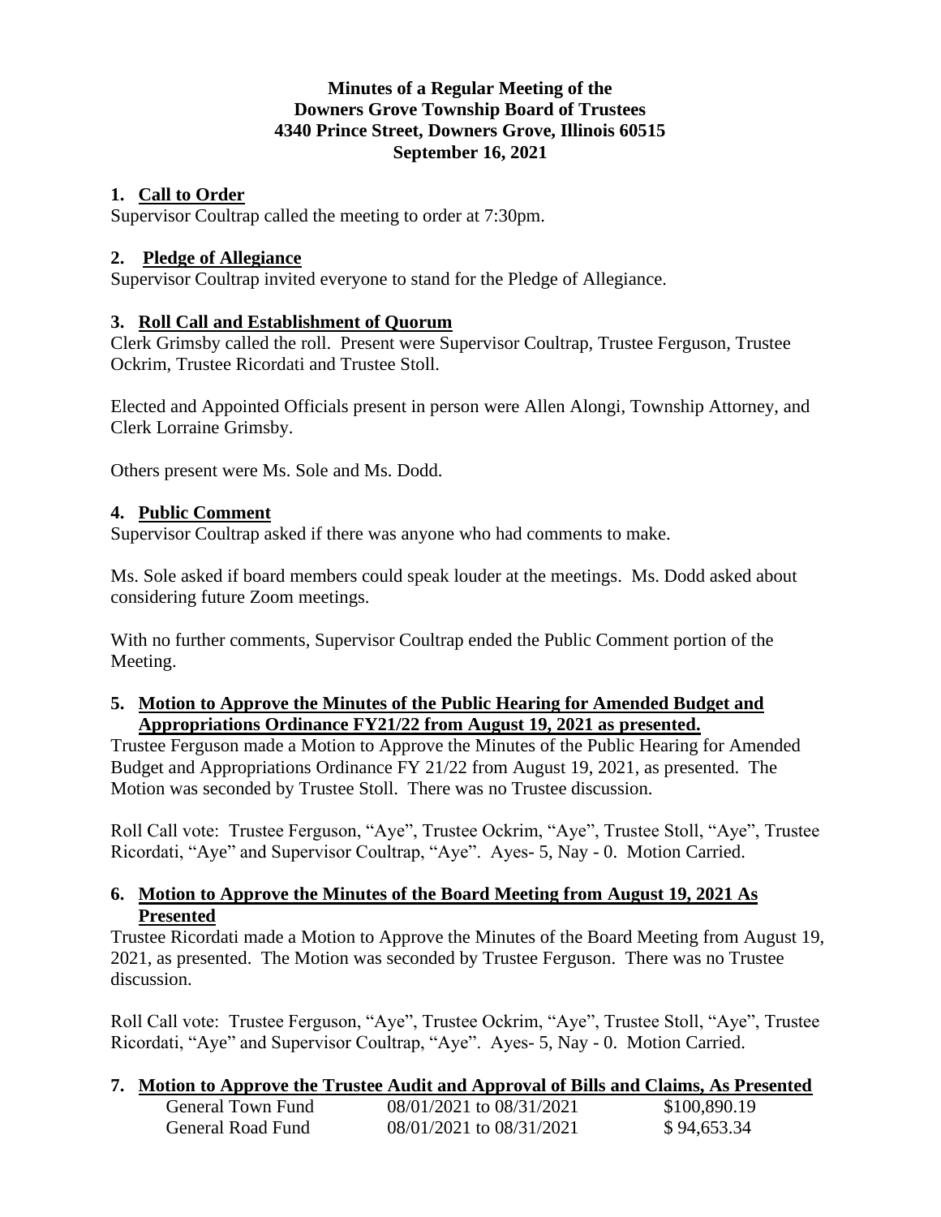**Minutes of a Regular Meeting of the**
**Downers Grove Township Board of Trustees**
**4340 Prince Street, Downers Grove, Illinois 60515**
**September 16, 2021**

## 1. Call to Order

Supervisor Coultrap called the meeting to order at 7:30pm.

## 2. Pledge of Allegiance

Supervisor Coultrap invited everyone to stand for the Pledge of Allegiance.

## 3. Roll Call and Establishment of Quorum

Clerk Grimsby called the roll. Present were Supervisor Coultrap, Trustee Ferguson, Trustee Ockrim, Trustee Ricordati and Trustee Stoll.

Elected and Appointed Officials present in person were Allen Alongi, Township Attorney, and Clerk Lorraine Grimsby.

Others present were Ms. Sole and Ms. Dodd.

## 4. Public Comment

Supervisor Coultrap asked if there was anyone who had comments to make.

Ms. Sole asked if board members could speak louder at the meetings. Ms. Dodd asked about considering future Zoom meetings.

With no further comments, Supervisor Coultrap ended the Public Comment portion of the Meeting.

## 5. Motion to Approve the Minutes of the Public Hearing for Amended Budget and Appropriations Ordinance FY21/22 from August 19, 2021 as presented.

Trustee Ferguson made a Motion to Approve the Minutes of the Public Hearing for Amended Budget and Appropriations Ordinance FY 21/22 from August 19, 2021, as presented. The Motion was seconded by Trustee Stoll. There was no Trustee discussion.

Roll Call vote: Trustee Ferguson, "Aye", Trustee Ockrim, "Aye", Trustee Stoll, "Aye", Trustee Ricordati, "Aye" and Supervisor Coultrap, "Aye". Ayes- 5, Nay - 0. Motion Carried.

## 6. Motion to Approve the Minutes of the Board Meeting from August 19, 2021 As Presented

Trustee Ricordati made a Motion to Approve the Minutes of the Board Meeting from August 19, 2021, as presented. The Motion was seconded by Trustee Ferguson. There was no Trustee discussion.

Roll Call vote: Trustee Ferguson, "Aye", Trustee Ockrim, "Aye", Trustee Stoll, "Aye", Trustee Ricordati, "Aye" and Supervisor Coultrap, "Aye". Ayes- 5, Nay - 0. Motion Carried.

## 7. Motion to Approve the Trustee Audit and Approval of Bills and Claims, As Presented

| | | |
|---|---|---|
| General Town Fund | 08/01/2021 to 08/31/2021 | $100,890.19 |
| General Road Fund | 08/01/2021 to 08/31/2021 | $ 94,653.34 |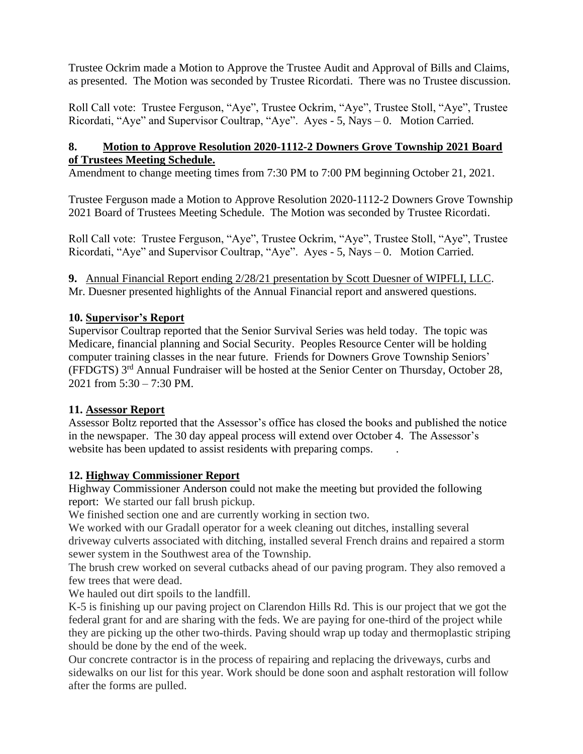Trustee Ockrim made a Motion to Approve the Trustee Audit and Approval of Bills and Claims, as presented. The Motion was seconded by Trustee Ricordati. There was no Trustee discussion.

Roll Call vote: Trustee Ferguson, "Aye", Trustee Ockrim, "Aye", Trustee Stoll, "Aye", Trustee Ricordati, "Aye" and Supervisor Coultrap, "Aye". Ayes - 5, Nays – 0. Motion Carried.

**8. Motion to Approve Resolution 2020-1112-2 Downers Grove Township 2021 Board of Trustees Meeting Schedule.**

Amendment to change meeting times from 7:30 PM to 7:00 PM beginning October 21, 2021.

Trustee Ferguson made a Motion to Approve Resolution 2020-1112-2 Downers Grove Township 2021 Board of Trustees Meeting Schedule. The Motion was seconded by Trustee Ricordati.

Roll Call vote: Trustee Ferguson, "Aye", Trustee Ockrim, "Aye", Trustee Stoll, "Aye", Trustee Ricordati, "Aye" and Supervisor Coultrap, "Aye". Ayes - 5, Nays – 0. Motion Carried.

**9.** Annual Financial Report ending 2/28/21 presentation by Scott Duesner of WIPFLI, LLC.
Mr. Duesner presented highlights of the Annual Financial report and answered questions.

**10. Supervisor's Report**

Supervisor Coultrap reported that the Senior Survival Series was held today. The topic was Medicare, financial planning and Social Security. Peoples Resource Center will be holding computer training classes in the near future. Friends for Downers Grove Township Seniors' (FFDGTS) 3rd Annual Fundraiser will be hosted at the Senior Center on Thursday, October 28, 2021 from 5:30 – 7:30 PM.

**11. Assessor Report**

Assessor Boltz reported that the Assessor's office has closed the books and published the notice in the newspaper. The 30 day appeal process will extend over October 4. The Assessor's website has been updated to assist residents with preparing comps. .

**12. Highway Commissioner Report**

Highway Commissioner Anderson could not make the meeting but provided the following report: We started our fall brush pickup.

We finished section one and are currently working in section two.

We worked with our Gradall operator for a week cleaning out ditches, installing several driveway culverts associated with ditching, installed several French drains and repaired a storm sewer system in the Southwest area of the Township.

The brush crew worked on several cutbacks ahead of our paving program. They also removed a few trees that were dead.

We hauled out dirt spoils to the landfill.

K-5 is finishing up our paving project on Clarendon Hills Rd. This is our project that we got the federal grant for and are sharing with the feds. We are paying for one-third of the project while they are picking up the other two-thirds. Paving should wrap up today and thermoplastic striping should be done by the end of the week.

Our concrete contractor is in the process of repairing and replacing the driveways, curbs and sidewalks on our list for this year. Work should be done soon and asphalt restoration will follow after the forms are pulled.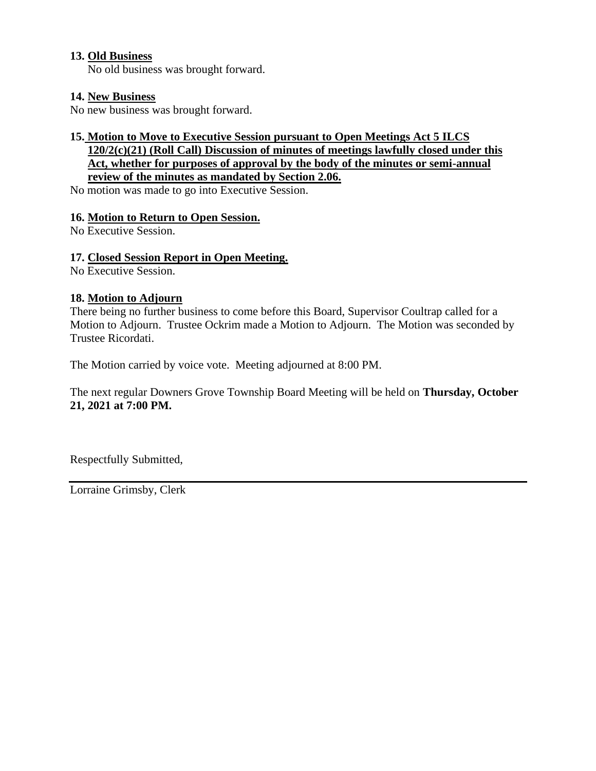**13. <u>Old Business</u>**

No old business was brought forward.

**14. <u>New Business</u>**

No new business was brought forward.

**15. <u>Motion to Move to Executive Session pursuant to Open Meetings Act 5 ILCS 120/2(c)(21) (Roll Call) Discussion of minutes of meetings lawfully closed under this Act, whether for purposes of approval by the body of the minutes or semi-annual review of the minutes as mandated by Section 2.06.</u>**

No motion was made to go into Executive Session.

**16. <u>Motion to Return to Open Session.</u>**

No Executive Session.

**17. <u>Closed Session Report in Open Meeting.</u>**

No Executive Session.

**18. <u>Motion to Adjourn</u>**

There being no further business to come before this Board, Supervisor Coultrap called for a Motion to Adjourn. Trustee Ockrim made a Motion to Adjourn. The Motion was seconded by Trustee Ricordati.

The Motion carried by voice vote. Meeting adjourned at 8:00 PM.

The next regular Downers Grove Township Board Meeting will be held on **Thursday, October 21, 2021 at 7:00 PM.**

Respectfully Submitted,

Lorraine Grimsby, Clerk